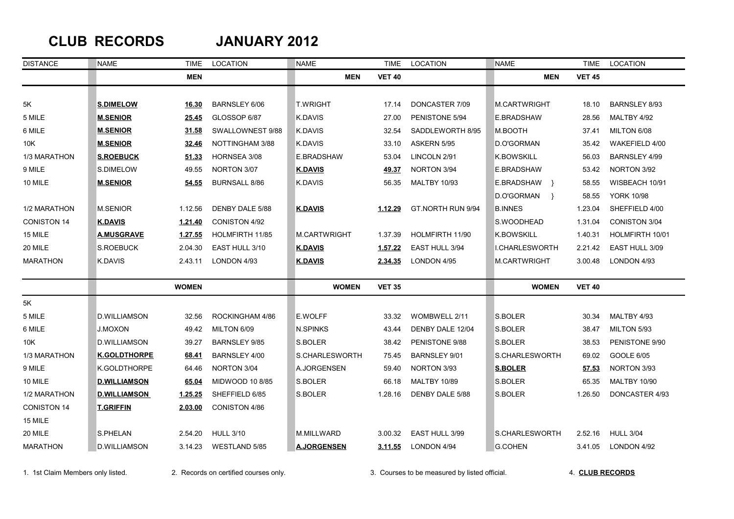# CLUB RECORDS JANUARY 2012

| DISTANCE | NAME | TIME | LOCATION | NAME | TIME | LOCATION | NAME | TIME | LOCATION |
|---|---|---|---|---|---|---|---|---|---|
| | | **MEN** | | **MEN** | **VET 40** | | **MEN** | **VET 45** | |
| 5K | **S.DIMELOW** | **16.30** | BARNSLEY 6/06 | T.WRIGHT | 17.14 | DONCASTER 7/09 | M.CARTWRIGHT | 18.10 | BARNSLEY 8/93 |
| 5 MILE | **M.SENIOR** | **25.45** | GLOSSOP 6/87 | K.DAVIS | 27.00 | PENISTONE 5/94 | E.BRADSHAW | 28.56 | MALTBY 4/92 |
| 6 MILE | **M.SENIOR** | **31.58** | SWALLOWNEST 9/88 | K.DAVIS | 32.54 | SADDLEWORTH 8/95 | M.BOOTH | 37.41 | MILTON 6/08 |
| 10K | **M.SENIOR** | **32.46** | NOTTINGHAM 3/88 | K.DAVIS | 33.10 | ASKERN 5/95 | D.O'GORMAN | 35.42 | WAKEFIELD 4/00 |
| 1/3 MARATHON | **S.ROEBUCK** | **51.33** | HORNSEA 3/08 | E.BRADSHAW | 53.04 | LINCOLN 2/91 | K.BOWSKILL | 56.03 | BARNSLEY 4/99 |
| 9 MILE | S.DIMELOW | 49.55 | NORTON 3/07 | **K.DAVIS** | **49.37** | NORTON 3/94 | E.BRADSHAW | 53.42 | NORTON 3/92 |
| 10 MILE | **M.SENIOR** | **54.55** | BURNSALL 8/86 | K.DAVIS | 56.35 | MALTBY 10/93 | E.BRADSHAW } | 58.55 | WISBEACH 10/91 |
| | | | | | | | D.O'GORMAN } | 58.55 | YORK 10/98 |
| 1/2 MARATHON | M.SENIOR | 1.12.56 | DENBY DALE 5/88 | **K.DAVIS** | **1.12.29** | GT.NORTH RUN 9/94 | B.INNES | 1.23.04 | SHEFFIELD 4/00 |
| CONISTON 14 | **K.DAVIS** | **1.21.40** | CONISTON 4/92 | | | | S.WOODHEAD | 1.31.04 | CONISTON 3/04 |
| 15 MILE | **A.MUSGRAVE** | **1.27.55** | HOLMFIRTH 11/85 | M.CARTWRIGHT | 1.37.39 | HOLMFIRTH 11/90 | K.BOWSKILL | 1.40.31 | HOLMFIRTH 10/01 |
| 20 MILE | S.ROEBUCK | 2.04.30 | EAST HULL 3/10 | **K.DAVIS** | **1.57.22** | EAST HULL 3/94 | I.CHARLESWORTH | 2.21.42 | EAST HULL 3/09 |
| MARATHON | K.DAVIS | 2.43.11 | LONDON 4/93 | **K.DAVIS** | **2.34.35** | LONDON 4/95 | M.CARTWRIGHT | 3.00.48 | LONDON 4/93 |
| | | **WOMEN** | | **WOMEN** | **VET 35** | | **WOMEN** | **VET 40** | |
| 5K | | | | | | | | | |
| 5 MILE | D.WILLIAMSON | 32.56 | ROCKINGHAM 4/86 | E.WOLFF | 33.32 | WOMBWELL 2/11 | S.BOLER | 30.34 | MALTBY 4/93 |
| 6 MILE | J.MOXON | 49.42 | MILTON 6/09 | N.SPINKS | 43.44 | DENBY DALE 12/04 | S.BOLER | 38.47 | MILTON 5/93 |
| 10K | D.WILLIAMSON | 39.27 | BARNSLEY 9/85 | S.BOLER | 38.42 | PENISTONE 9/88 | S.BOLER | 38.53 | PENISTONE 9/90 |
| 1/3 MARATHON | **K.GOLDTHORPE** | **68.41** | BARNSLEY 4/00 | S.CHARLESWORTH | 75.45 | BARNSLEY 9/01 | S.CHARLESWORTH | 69.02 | GOOLE 6/05 |
| 9 MILE | K.GOLDTHORPE | 64.46 | NORTON 3/04 | A.JORGENSEN | 59.40 | NORTON 3/93 | **S.BOLER** | **57.53** | NORTON 3/93 |
| 10 MILE | **D.WILLIAMSON** | **65.04** | MIDWOOD 10 8/85 | S.BOLER | 66.18 | MALTBY 10/89 | S.BOLER | 65.35 | MALTBY 10/90 |
| 1/2 MARATHON | **D.WILLIAMSON** | **1.25.25** | SHEFFIELD 6/85 | S.BOLER | 1.28.16 | DENBY DALE 5/88 | S.BOLER | 1.26.50 | DONCASTER 4/93 |
| CONISTON 14 | **T.GRIFFIN** | **2.03.00** | CONISTON 4/86 | | | | | | |
| 15 MILE | | | | | | | | | |
| 20 MILE | S.PHELAN | 2.54.20 | HULL 3/10 | M.MILLWARD | 3.00.32 | EAST HULL 3/99 | S.CHARLESWORTH | 2.52.16 | HULL 3/04 |
| MARATHON | D.WILLIAMSON | 3.14.23 | WESTLAND 5/85 | **A.JORGENSEN** | **3.11.55** | LONDON 4/94 | G.COHEN | 3.41.05 | LONDON 4/92 |

1. 1st Claim Members only listed. 2. Records on certified courses only. 3. Courses to be measured by listed official. 4. **CLUB RECORDS**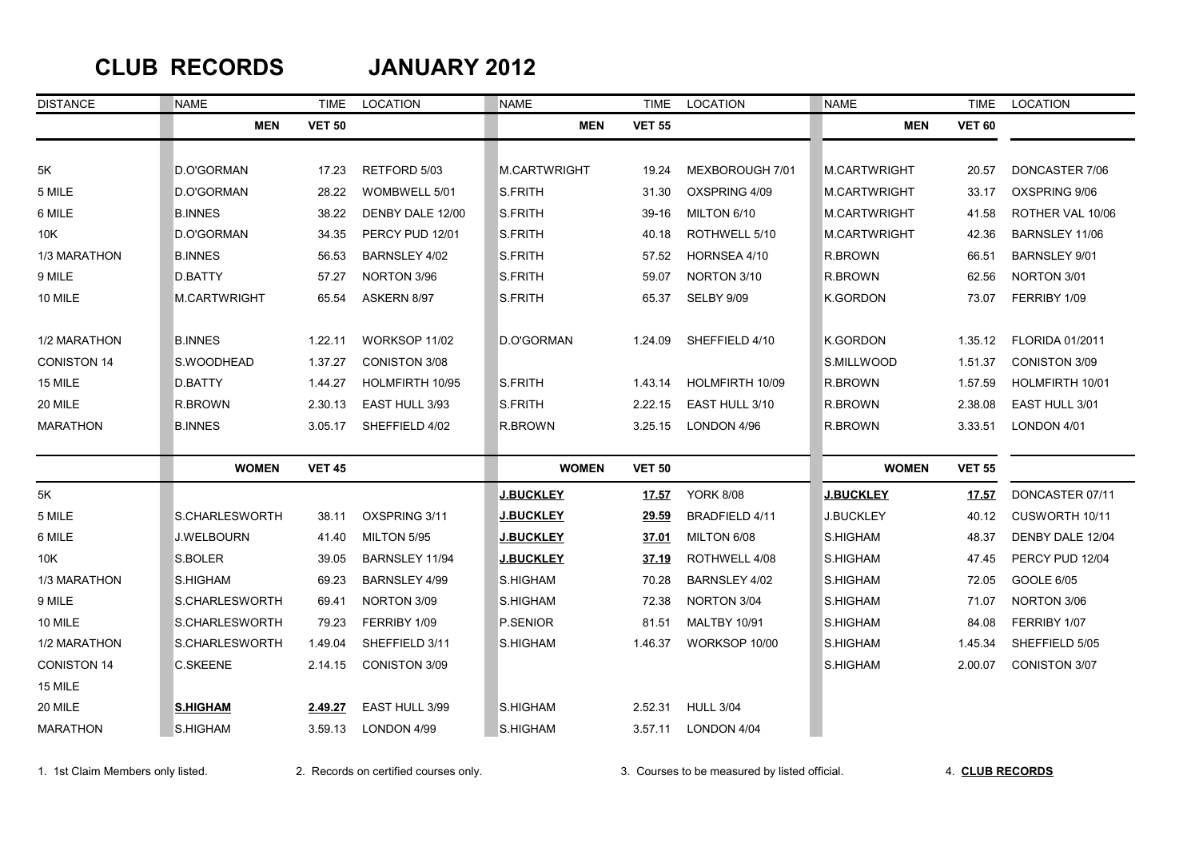# CLUB RECORDS JANUARY 2012

| DISTANCE | NAME | TIME | LOCATION | NAME | TIME | LOCATION | NAME | TIME | LOCATION |
|---|---|---|---|---|---|---|---|---|---|
| | **MEN** | **VET 50** | | **MEN** | **VET 55** | | **MEN** | **VET 60** | |
| 5K | D.O'GORMAN | 17.23 | RETFORD 5/03 | M.CARTWRIGHT | 19.24 | MEXBOROUGH 7/01 | M.CARTWRIGHT | 20.57 | DONCASTER 7/06 |
| 5 MILE | D.O'GORMAN | 28.22 | WOMBWELL 5/01 | S.FRITH | 31.30 | OXSPRING 4/09 | M.CARTWRIGHT | 33.17 | OXSPRING 9/06 |
| 6 MILE | B.INNES | 38.22 | DENBY DALE 12/00 | S.FRITH | 39-16 | MILTON 6/10 | M.CARTWRIGHT | 41.58 | ROTHER VAL 10/06 |
| 10K | D.O'GORMAN | 34.35 | PERCY PUD 12/01 | S.FRITH | 40.18 | ROTHWELL 5/10 | M.CARTWRIGHT | 42.36 | BARNSLEY 11/06 |
| 1/3 MARATHON | B.INNES | 56.53 | BARNSLEY 4/02 | S.FRITH | 57.52 | HORNSEA 4/10 | R.BROWN | 66.51 | BARNSLEY 9/01 |
| 9 MILE | D.BATTY | 57.27 | NORTON 3/96 | S.FRITH | 59.07 | NORTON 3/10 | R.BROWN | 62.56 | NORTON 3/01 |
| 10 MILE | M.CARTWRIGHT | 65.54 | ASKERN 8/97 | S.FRITH | 65.37 | SELBY 9/09 | K.GORDON | 73.07 | FERRIBY 1/09 |
| 1/2 MARATHON | B.INNES | 1.22.11 | WORKSOP 11/02 | D.O'GORMAN | 1.24.09 | SHEFFIELD 4/10 | K.GORDON | 1.35.12 | FLORIDA 01/2011 |
| CONISTON 14 | S.WOODHEAD | 1.37.27 | CONISTON 3/08 | | | | S.MILLWOOD | 1.51.37 | CONISTON 3/09 |
| 15 MILE | D.BATTY | 1.44.27 | HOLMFIRTH 10/95 | S.FRITH | 1.43.14 | HOLMFIRTH 10/09 | R.BROWN | 1.57.59 | HOLMFIRTH 10/01 |
| 20 MILE | R.BROWN | 2.30.13 | EAST HULL 3/93 | S.FRITH | 2.22.15 | EAST HULL 3/10 | R.BROWN | 2.38.08 | EAST HULL 3/01 |
| MARATHON | B.INNES | 3.05.17 | SHEFFIELD 4/02 | R.BROWN | 3.25.15 | LONDON 4/96 | R.BROWN | 3.33.51 | LONDON 4/01 |
| | **WOMEN** | **VET 45** | | **WOMEN** | **VET 50** | | **WOMEN** | **VET 55** | |
| 5K | | | | **J.BUCKLEY** | **17.57** | YORK 8/08 | **J.BUCKLEY** | **17.57** | DONCASTER 07/11 |
| 5 MILE | S.CHARLESWORTH | 38.11 | OXSPRING 3/11 | **J.BUCKLEY** | **29.59** | BRADFIELD 4/11 | J.BUCKLEY | 40.12 | CUSWORTH 10/11 |
| 6 MILE | J.WELBOURN | 41.40 | MILTON 5/95 | **J.BUCKLEY** | **37.01** | MILTON 6/08 | S.HIGHAM | 48.37 | DENBY DALE 12/04 |
| 10K | S.BOLER | 39.05 | BARNSLEY 11/94 | **J.BUCKLEY** | **37.19** | ROTHWELL 4/08 | S.HIGHAM | 47.45 | PERCY PUD 12/04 |
| 1/3 MARATHON | S.HIGHAM | 69.23 | BARNSLEY 4/99 | S.HIGHAM | 70.28 | BARNSLEY 4/02 | S.HIGHAM | 72.05 | GOOLE 6/05 |
| 9 MILE | S.CHARLESWORTH | 69.41 | NORTON 3/09 | S.HIGHAM | 72.38 | NORTON 3/04 | S.HIGHAM | 71.07 | NORTON 3/06 |
| 10 MILE | S.CHARLESWORTH | 79.23 | FERRIBY 1/09 | P.SENIOR | 81.51 | MALTBY 10/91 | S.HIGHAM | 84.08 | FERRIBY 1/07 |
| 1/2 MARATHON | S.CHARLESWORTH | 1.49.04 | SHEFFIELD 3/11 | S.HIGHAM | 1.46.37 | WORKSOP 10/00 | S.HIGHAM | 1.45.34 | SHEFFIELD 5/05 |
| CONISTON 14 | C.SKEENE | 2.14.15 | CONISTON 3/09 | | | | S.HIGHAM | 2.00.07 | CONISTON 3/07 |
| 15 MILE | | | | | | | | | |
| 20 MILE | **S.HIGHAM** | **2.49.27** | EAST HULL 3/99 | S.HIGHAM | 2.52.31 | HULL 3/04 | | | |
| MARATHON | S.HIGHAM | 3.59.13 | LONDON 4/99 | S.HIGHAM | 3.57.11 | LONDON 4/04 | | | |

1. 1st Claim Members only listed.
2. Records on certified courses only.
3. Courses to be measured by listed official.
4. **CLUB RECORDS**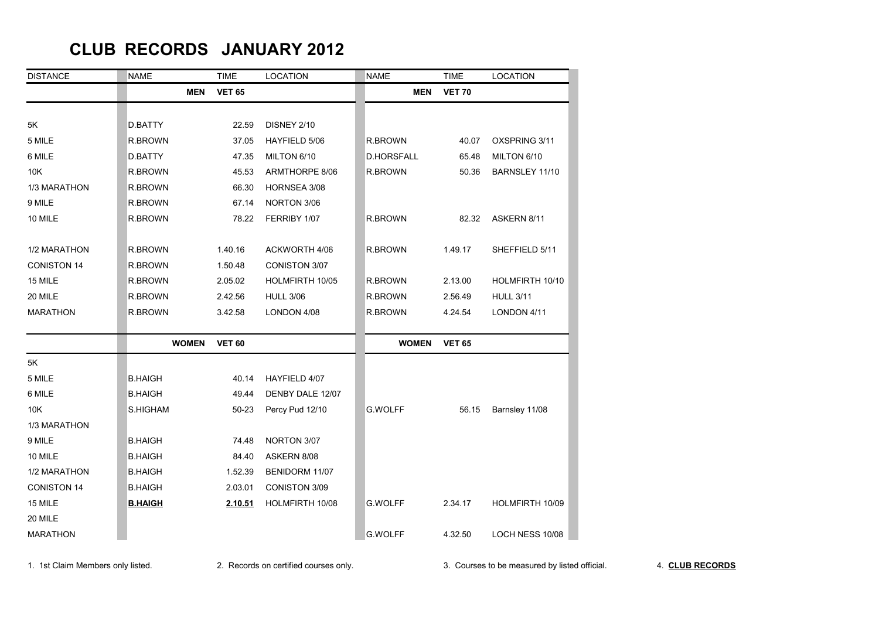# CLUB RECORDS JANUARY 2012

| DISTANCE | NAME | TIME | LOCATION | NAME | TIME | LOCATION |
|---|---|---|---|---|---|---|
| | **MEN** | **VET 65** | | **MEN** | **VET 70** | |
| 5K | D.BATTY | 22.59 | DISNEY 2/10 | | | |
| 5 MILE | R.BROWN | 37.05 | HAYFIELD 5/06 | R.BROWN | 40.07 | OXSPRING 3/11 |
| 6 MILE | D.BATTY | 47.35 | MILTON 6/10 | D.HORSFALL | 65.48 | MILTON 6/10 |
| 10K | R.BROWN | 45.53 | ARMTHORPE 8/06 | R.BROWN | 50.36 | BARNSLEY 11/10 |
| 1/3 MARATHON | R.BROWN | 66.30 | HORNSEA 3/08 | | | |
| 9 MILE | R.BROWN | 67.14 | NORTON 3/06 | | | |
| 10 MILE | R.BROWN | 78.22 | FERRIBY 1/07 | R.BROWN | 82.32 | ASKERN 8/11 |
| 1/2 MARATHON | R.BROWN | 1.40.16 | ACKWORTH 4/06 | R.BROWN | 1.49.17 | SHEFFIELD 5/11 |
| CONISTON 14 | R.BROWN | 1.50.48 | CONISTON 3/07 | | | |
| 15 MILE | R.BROWN | 2.05.02 | HOLMFIRTH 10/05 | R.BROWN | 2.13.00 | HOLMFIRTH 10/10 |
| 20 MILE | R.BROWN | 2.42.56 | HULL 3/06 | R.BROWN | 2.56.49 | HULL 3/11 |
| MARATHON | R.BROWN | 3.42.58 | LONDON 4/08 | R.BROWN | 4.24.54 | LONDON 4/11 |
| | **WOMEN** | **VET 60** | | **WOMEN** | **VET 65** | |
| 5K | | | | | | |
| 5 MILE | B.HAIGH | 40.14 | HAYFIELD 4/07 | | | |
| 6 MILE | B.HAIGH | 49.44 | DENBY DALE 12/07 | | | |
| 10K | S.HIGHAM | 50-23 | Percy Pud 12/10 | G.WOLFF | 56.15 | Barnsley 11/08 |
| 1/3 MARATHON | | | | | | |
| 9 MILE | B.HAIGH | 74.48 | NORTON 3/07 | | | |
| 10 MILE | B.HAIGH | 84.40 | ASKERN 8/08 | | | |
| 1/2 MARATHON | B.HAIGH | 1.52.39 | BENIDORM 11/07 | | | |
| CONISTON 14 | B.HAIGH | 2.03.01 | CONISTON 3/09 | | | |
| 15 MILE | **B.HAIGH** | **2.10.51** | HOLMFIRTH 10/08 | G.WOLFF | 2.34.17 | HOLMFIRTH 10/09 |
| 20 MILE | | | | | | |
| MARATHON | | | | G.WOLFF | 4.32.50 | LOCH NESS 10/08 |

1. 1st Claim Members only listed.

2. Records on certified courses only.

3. Courses to be measured by listed official.

4. **CLUB RECORDS**